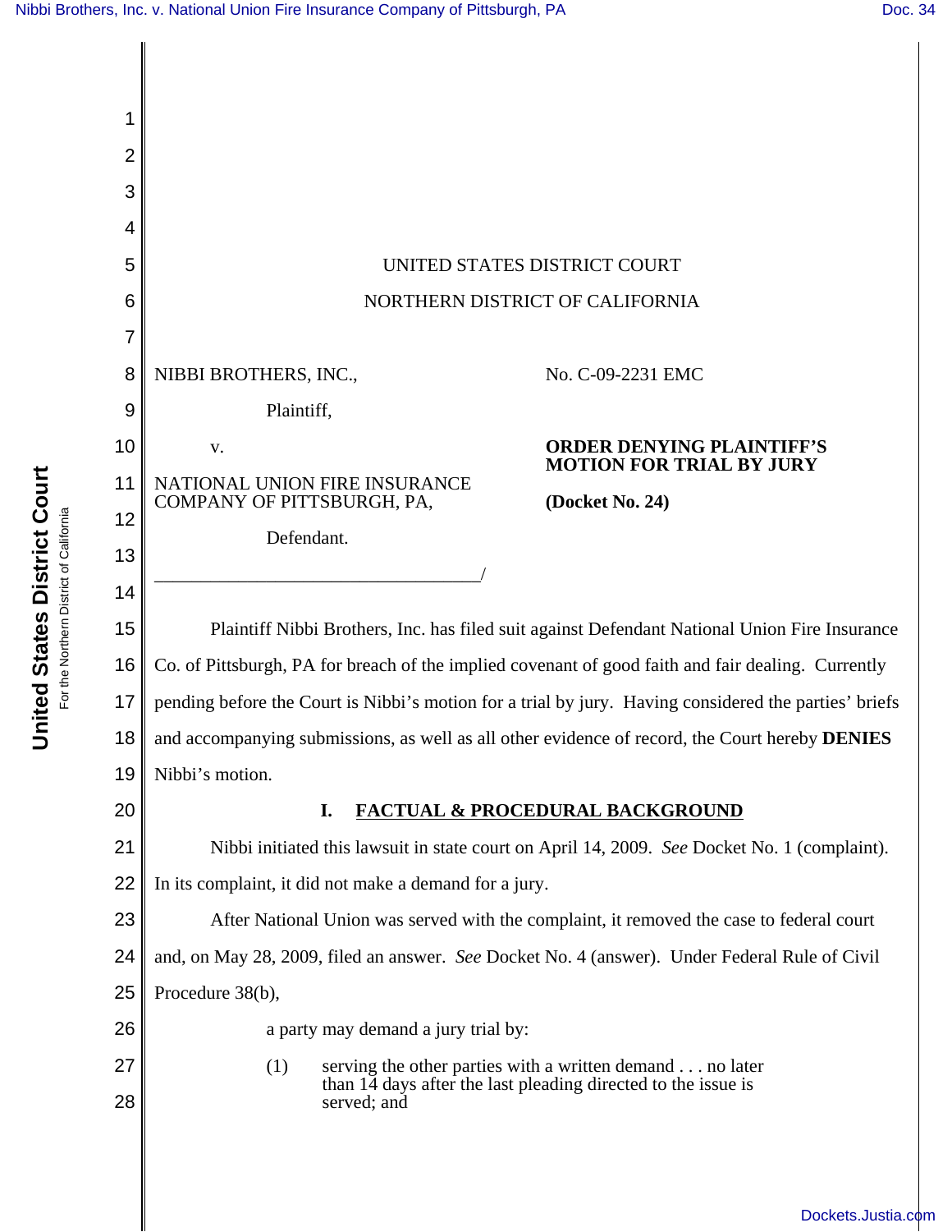UNITED STATES DISTRICT COURT

NORTHERN DISTRICT OF CALIFORNIA

NIBBI BROTHERS, INC.,

Plaintiff,

v.

NATIONAL UNION FIRE INSURANCE COMPANY OF PITTSBURGH, PA,

Defendant.

___________________________________/

No. C-09-2231 EMC

**ORDER DENYING PLAINTIFF'S MOTION FOR TRIAL BY JURY**

**(Docket No. 24)**

Plaintiff Nibbi Brothers, Inc. has filed suit against Defendant National Union Fire Insurance Co. of Pittsburgh, PA for breach of the implied covenant of good faith and fair dealing. Currently pending before the Court is Nibbi's motion for a trial by jury. Having considered the parties' briefs and accompanying submissions, as well as all other evidence of record, the Court hereby **DENIES** Nibbi's motion.

## I. FACTUAL & PROCEDURAL BACKGROUND

Nibbi initiated this lawsuit in state court on April 14, 2009. *See* Docket No. 1 (complaint). In its complaint, it did not make a demand for a jury.

After National Union was served with the complaint, it removed the case to federal court and, on May 28, 2009, filed an answer. *See* Docket No. 4 (answer). Under Federal Rule of Civil Procedure 38(b),

> a party may demand a jury trial by:
>
> (1) serving the other parties with a written demand . . . no later than 14 days after the last pleading directed to the issue is served; and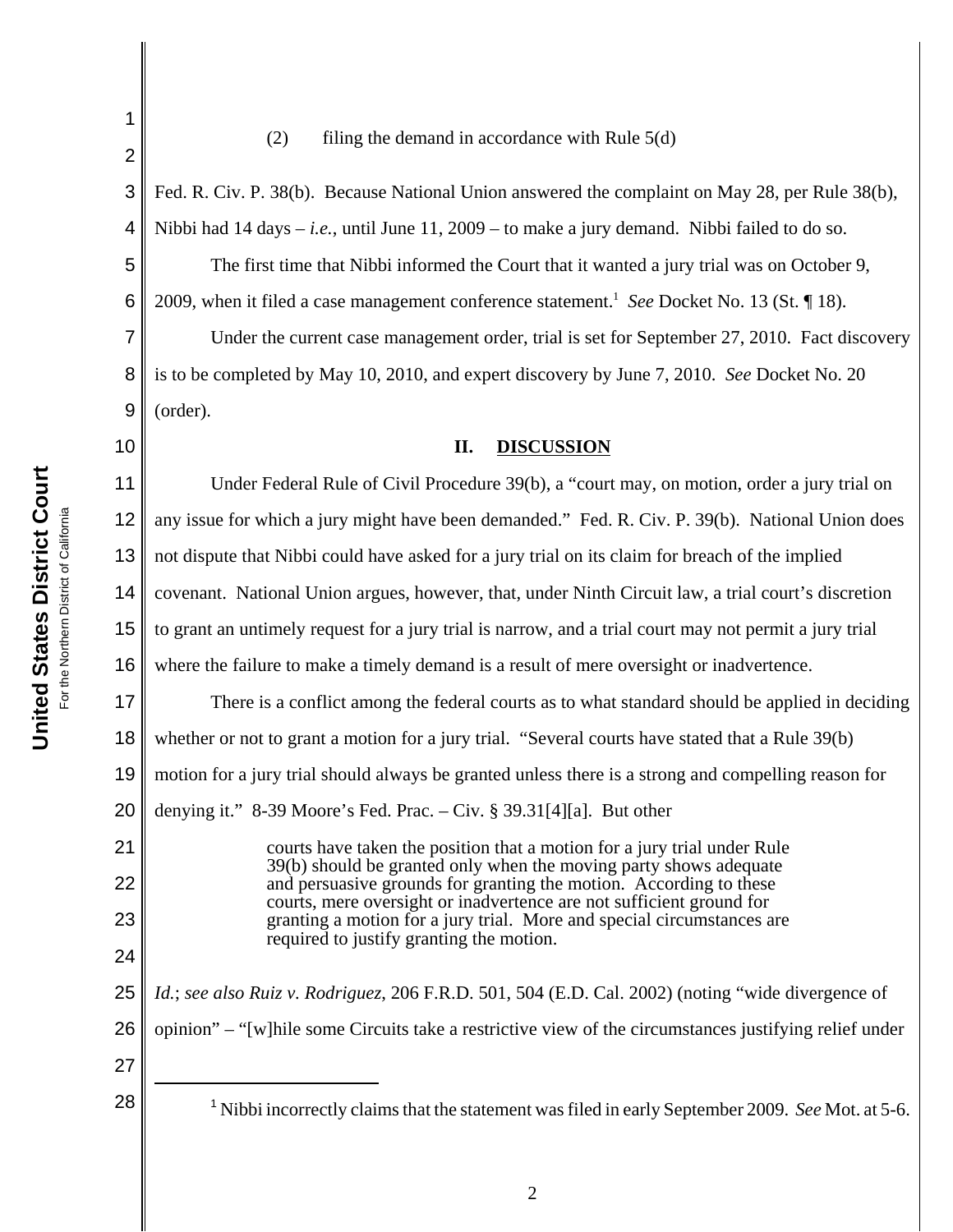(2) filing the demand in accordance with Rule 5(d)

Fed. R. Civ. P. 38(b). Because National Union answered the complaint on May 28, per Rule 38(b), Nibbi had 14 days – *i.e.*, until June 11, 2009 – to make a jury demand. Nibbi failed to do so.

The first time that Nibbi informed the Court that it wanted a jury trial was on October 9, 2009, when it filed a case management conference statement.[1] *See* Docket No. 13 (St. ¶ 18).

Under the current case management order, trial is set for September 27, 2010. Fact discovery is to be completed by May 10, 2010, and expert discovery by June 7, 2010. *See* Docket No. 20 (order).

## II. DISCUSSION

Under Federal Rule of Civil Procedure 39(b), a "court may, on motion, order a jury trial on any issue for which a jury might have been demanded." Fed. R. Civ. P. 39(b). National Union does not dispute that Nibbi could have asked for a jury trial on its claim for breach of the implied covenant. National Union argues, however, that, under Ninth Circuit law, a trial court's discretion to grant an untimely request for a jury trial is narrow, and a trial court may not permit a jury trial where the failure to make a timely demand is a result of mere oversight or inadvertence.

There is a conflict among the federal courts as to what standard should be applied in deciding whether or not to grant a motion for a jury trial. "Several courts have stated that a Rule 39(b) motion for a jury trial should always be granted unless there is a strong and compelling reason for denying it." 8-39 Moore's Fed. Prac. – Civ. § 39.31[4][a]. But other

> courts have taken the position that a motion for a jury trial under Rule 39(b) should be granted only when the moving party shows adequate and persuasive grounds for granting the motion. According to these courts, mere oversight or inadvertence are not sufficient ground for granting a motion for a jury trial. More and special circumstances are required to justify granting the motion.

*Id.*; *see also Ruiz v. Rodriguez*, 206 F.R.D. 501, 504 (E.D. Cal. 2002) (noting "wide divergence of opinion" – "[w]hile some Circuits take a restrictive view of the circumstances justifying relief under

---

[1] Nibbi incorrectly claims that the statement was filed in early September 2009. *See* Mot. at 5-6.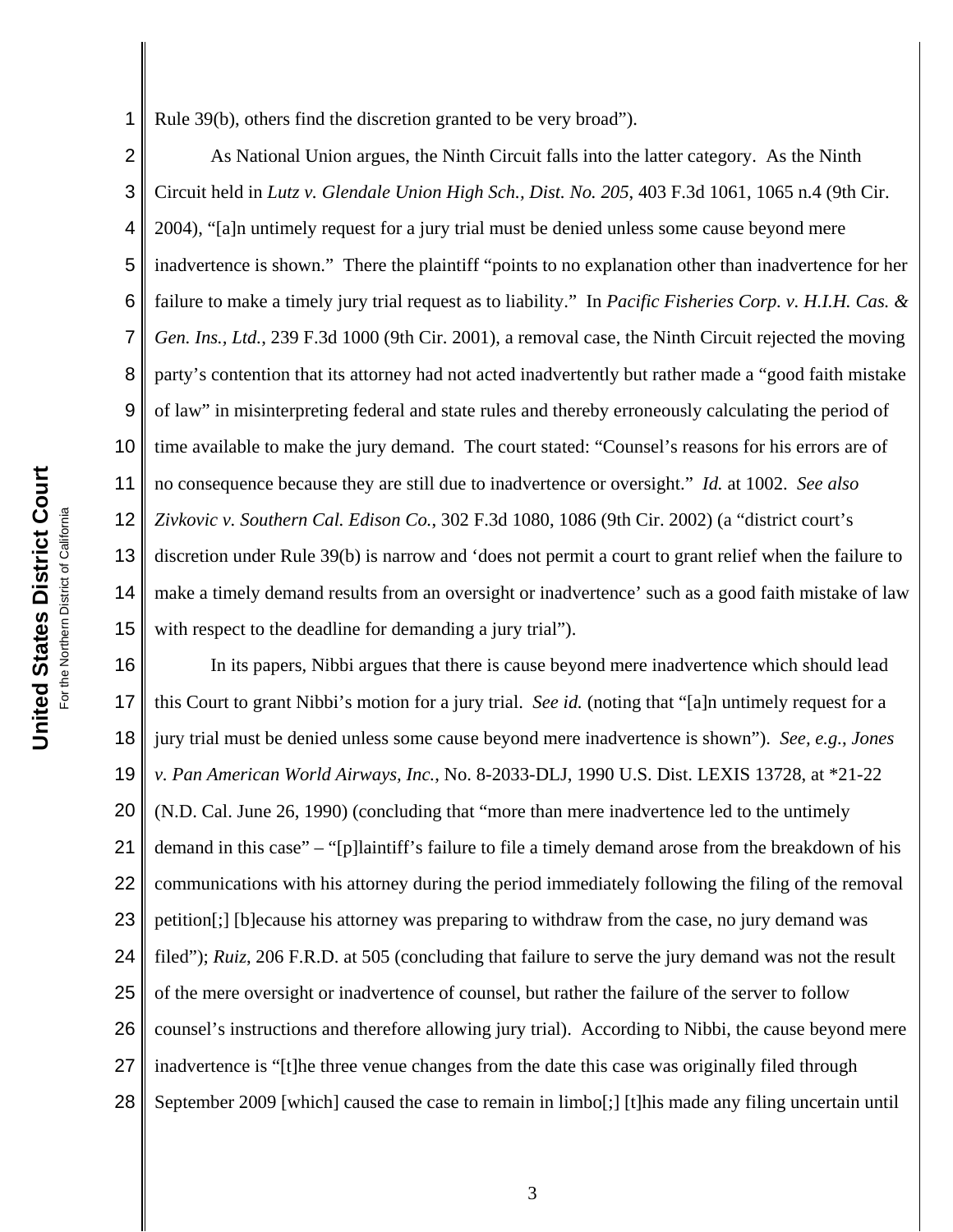Rule 39(b), others find the discretion granted to be very broad").

As National Union argues, the Ninth Circuit falls into the latter category. As the Ninth Circuit held in *Lutz v. Glendale Union High Sch., Dist. No. 205*, 403 F.3d 1061, 1065 n.4 (9th Cir. 2004), "[a]n untimely request for a jury trial must be denied unless some cause beyond mere inadvertence is shown." There the plaintiff "points to no explanation other than inadvertence for her failure to make a timely jury trial request as to liability." In *Pacific Fisheries Corp. v. H.I.H. Cas. & Gen. Ins., Ltd.*, 239 F.3d 1000 (9th Cir. 2001), a removal case, the Ninth Circuit rejected the moving party's contention that its attorney had not acted inadvertently but rather made a "good faith mistake of law" in misinterpreting federal and state rules and thereby erroneously calculating the period of time available to make the jury demand. The court stated: "Counsel's reasons for his errors are of no consequence because they are still due to inadvertence or oversight." *Id.* at 1002. *See also Zivkovic v. Southern Cal. Edison Co.*, 302 F.3d 1080, 1086 (9th Cir. 2002) (a "district court's discretion under Rule 39(b) is narrow and 'does not permit a court to grant relief when the failure to make a timely demand results from an oversight or inadvertence' such as a good faith mistake of law with respect to the deadline for demanding a jury trial").

In its papers, Nibbi argues that there is cause beyond mere inadvertence which should lead this Court to grant Nibbi's motion for a jury trial. *See id.* (noting that "[a]n untimely request for a jury trial must be denied unless some cause beyond mere inadvertence is shown"). *See, e.g.*, *Jones v. Pan American World Airways, Inc.*, No. 8-2033-DLJ, 1990 U.S. Dist. LEXIS 13728, at *21-22 (N.D. Cal. June 26, 1990) (concluding that "more than mere inadvertence led to the untimely demand in this case" – "[p]laintiff's failure to file a timely demand arose from the breakdown of his communications with his attorney during the period immediately following the filing of the removal petition[;] [b]ecause his attorney was preparing to withdraw from the case, no jury demand was filed"); *Ruiz*, 206 F.R.D. at 505 (concluding that failure to serve the jury demand was not the result of the mere oversight or inadvertence of counsel, but rather the failure of the server to follow counsel's instructions and therefore allowing jury trial). According to Nibbi, the cause beyond mere inadvertence is "[t]he three venue changes from the date this case was originally filed through September 2009 [which] caused the case to remain in limbo[;] [t]his made any filing uncertain until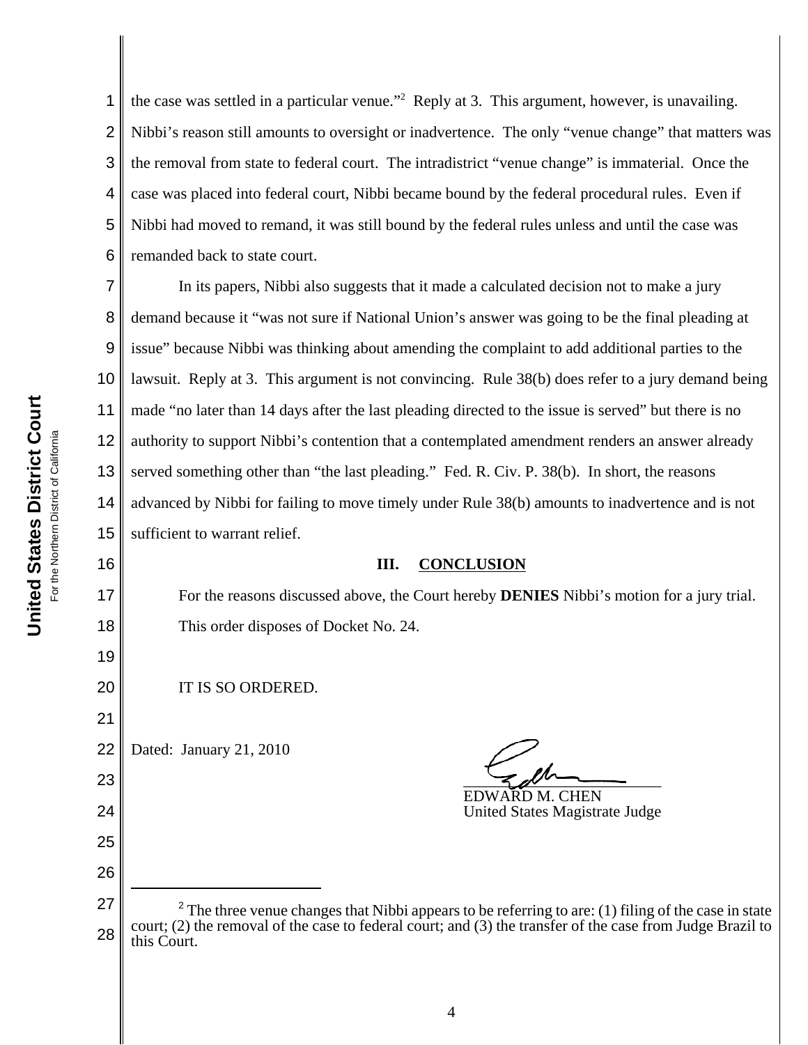the case was settled in a particular venue."[2] Reply at 3. This argument, however, is unavailing. Nibbi's reason still amounts to oversight or inadvertence. The only "venue change" that matters was the removal from state to federal court. The intradistrict "venue change" is immaterial. Once the case was placed into federal court, Nibbi became bound by the federal procedural rules. Even if Nibbi had moved to remand, it was still bound by the federal rules unless and until the case was remanded back to state court.

In its papers, Nibbi also suggests that it made a calculated decision not to make a jury demand because it "was not sure if National Union's answer was going to be the final pleading at issue" because Nibbi was thinking about amending the complaint to add additional parties to the lawsuit. Reply at 3. This argument is not convincing. Rule 38(b) does refer to a jury demand being made "no later than 14 days after the last pleading directed to the issue is served" but there is no authority to support Nibbi's contention that a contemplated amendment renders an answer already served something other than "the last pleading." Fed. R. Civ. P. 38(b). In short, the reasons advanced by Nibbi for failing to move timely under Rule 38(b) amounts to inadvertence and is not sufficient to warrant relief.

## III. CONCLUSION

For the reasons discussed above, the Court hereby **DENIES** Nibbi's motion for a jury trial.

This order disposes of Docket No. 24.

IT IS SO ORDERED.

Dated: January 21, 2010

EDWARD M. CHEN
United States Magistrate Judge

---

[2] The three venue changes that Nibbi appears to be referring to are: (1) filing of the case in state court; (2) the removal of the case to federal court; and (3) the transfer of the case from Judge Brazil to this Court.